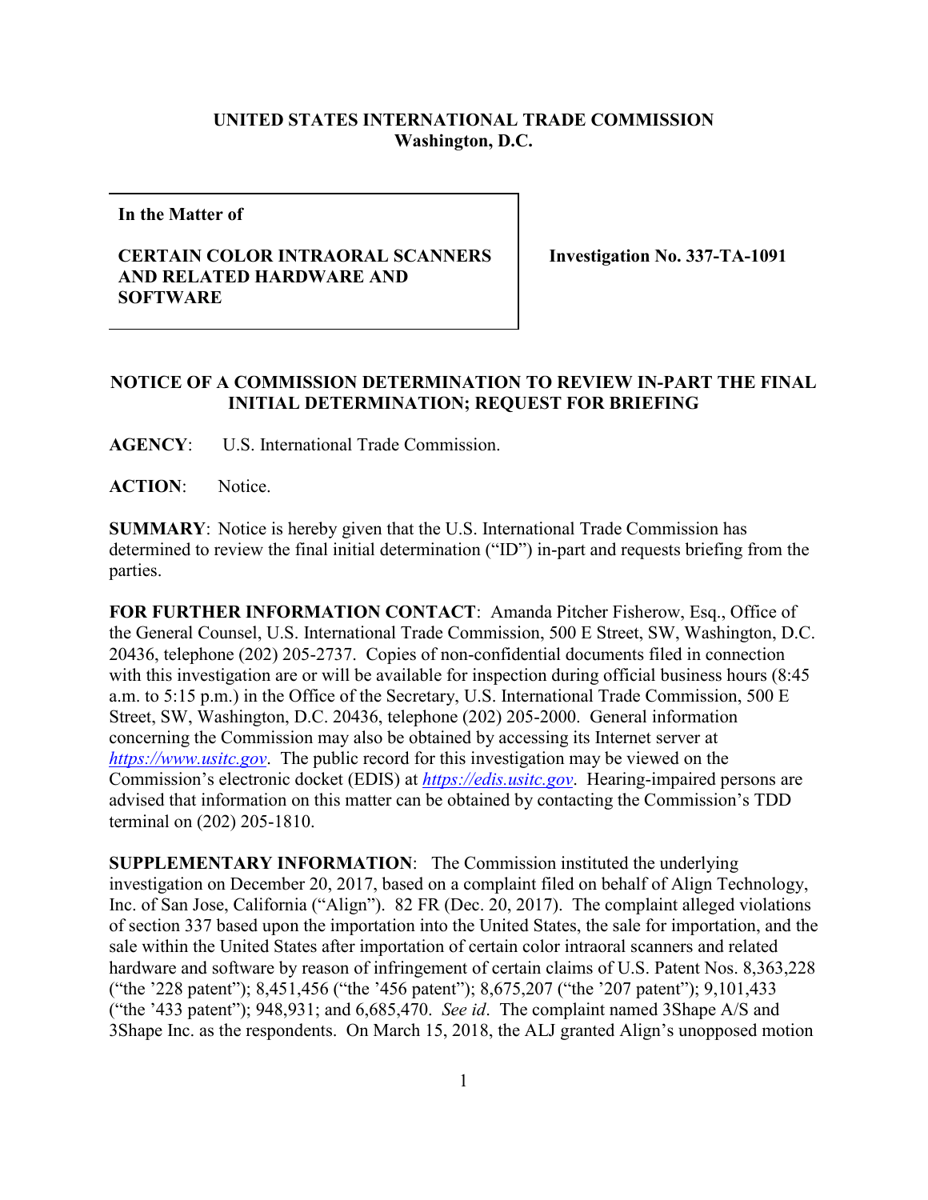**UNITED STATES INTERNATIONAL TRADE COMMISSION**
**Washington, D.C.**

| **In the Matter of**<br><br>**CERTAIN COLOR INTRAORAL SCANNERS AND RELATED HARDWARE AND SOFTWARE** | **Investigation No. 337-TA-1091** |
|---|---|

**NOTICE OF A COMMISSION DETERMINATION TO REVIEW IN-PART THE FINAL INITIAL DETERMINATION; REQUEST FOR BRIEFING**

**AGENCY**: U.S. International Trade Commission.

**ACTION**: Notice.

**SUMMARY**: Notice is hereby given that the U.S. International Trade Commission has determined to review the final initial determination ("ID") in-part and requests briefing from the parties.

**FOR FURTHER INFORMATION CONTACT**: Amanda Pitcher Fisherow, Esq., Office of the General Counsel, U.S. International Trade Commission, 500 E Street, SW, Washington, D.C. 20436, telephone (202) 205-2737. Copies of non-confidential documents filed in connection with this investigation are or will be available for inspection during official business hours (8:45 a.m. to 5:15 p.m.) in the Office of the Secretary, U.S. International Trade Commission, 500 E Street, SW, Washington, D.C. 20436, telephone (202) 205-2000. General information concerning the Commission may also be obtained by accessing its Internet server at *https://www.usitc.gov*. The public record for this investigation may be viewed on the Commission's electronic docket (EDIS) at *https://edis.usitc.gov*. Hearing-impaired persons are advised that information on this matter can be obtained by contacting the Commission's TDD terminal on (202) 205-1810.

**SUPPLEMENTARY INFORMATION**: The Commission instituted the underlying investigation on December 20, 2017, based on a complaint filed on behalf of Align Technology, Inc. of San Jose, California ("Align"). 82 FR (Dec. 20, 2017). The complaint alleged violations of section 337 based upon the importation into the United States, the sale for importation, and the sale within the United States after importation of certain color intraoral scanners and related hardware and software by reason of infringement of certain claims of U.S. Patent Nos. 8,363,228 ("the '228 patent"); 8,451,456 ("the '456 patent"); 8,675,207 ("the '207 patent"); 9,101,433 ("the '433 patent"); 948,931; and 6,685,470. *See id*. The complaint named 3Shape A/S and 3Shape Inc. as the respondents. On March 15, 2018, the ALJ granted Align's unopposed motion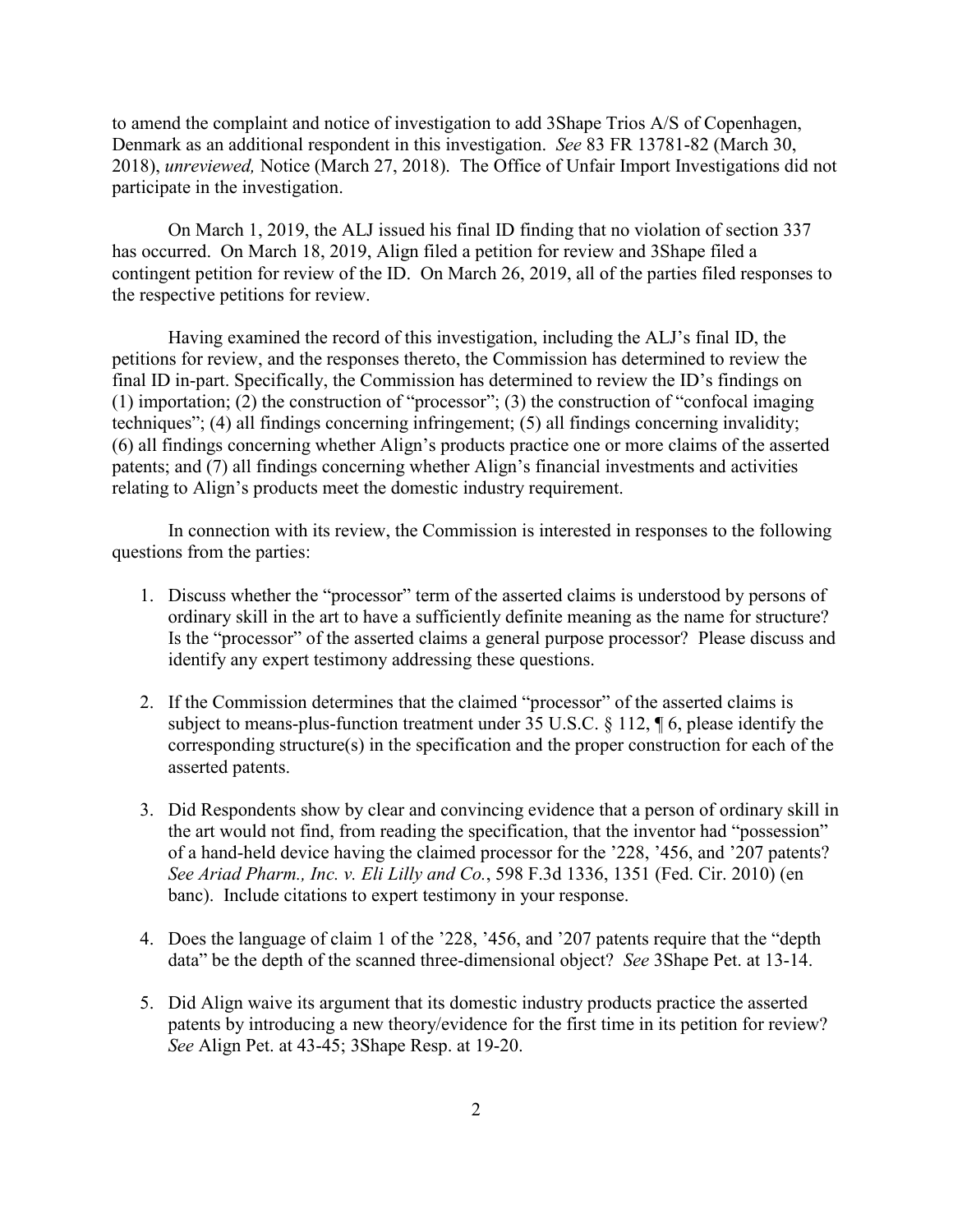to amend the complaint and notice of investigation to add 3Shape Trios A/S of Copenhagen, Denmark as an additional respondent in this investigation. *See* 83 FR 13781-82 (March 30, 2018), *unreviewed,* Notice (March 27, 2018). The Office of Unfair Import Investigations did not participate in the investigation.

On March 1, 2019, the ALJ issued his final ID finding that no violation of section 337 has occurred. On March 18, 2019, Align filed a petition for review and 3Shape filed a contingent petition for review of the ID. On March 26, 2019, all of the parties filed responses to the respective petitions for review.

Having examined the record of this investigation, including the ALJ's final ID, the petitions for review, and the responses thereto, the Commission has determined to review the final ID in-part. Specifically, the Commission has determined to review the ID's findings on (1) importation; (2) the construction of "processor"; (3) the construction of "confocal imaging techniques"; (4) all findings concerning infringement; (5) all findings concerning invalidity; (6) all findings concerning whether Align's products practice one or more claims of the asserted patents; and (7) all findings concerning whether Align's financial investments and activities relating to Align's products meet the domestic industry requirement.

In connection with its review, the Commission is interested in responses to the following questions from the parties:

1. Discuss whether the "processor" term of the asserted claims is understood by persons of ordinary skill in the art to have a sufficiently definite meaning as the name for structure? Is the "processor" of the asserted claims a general purpose processor? Please discuss and identify any expert testimony addressing these questions.

2. If the Commission determines that the claimed "processor" of the asserted claims is subject to means-plus-function treatment under 35 U.S.C. § 112, ¶ 6, please identify the corresponding structure(s) in the specification and the proper construction for each of the asserted patents.

3. Did Respondents show by clear and convincing evidence that a person of ordinary skill in the art would not find, from reading the specification, that the inventor had "possession" of a hand-held device having the claimed processor for the '228, '456, and '207 patents? *See Ariad Pharm., Inc. v. Eli Lilly and Co.*, 598 F.3d 1336, 1351 (Fed. Cir. 2010) (en banc). Include citations to expert testimony in your response.

4. Does the language of claim 1 of the '228, '456, and '207 patents require that the "depth data" be the depth of the scanned three-dimensional object? *See* 3Shape Pet. at 13-14.

5. Did Align waive its argument that its domestic industry products practice the asserted patents by introducing a new theory/evidence for the first time in its petition for review? *See* Align Pet. at 43-45; 3Shape Resp. at 19-20.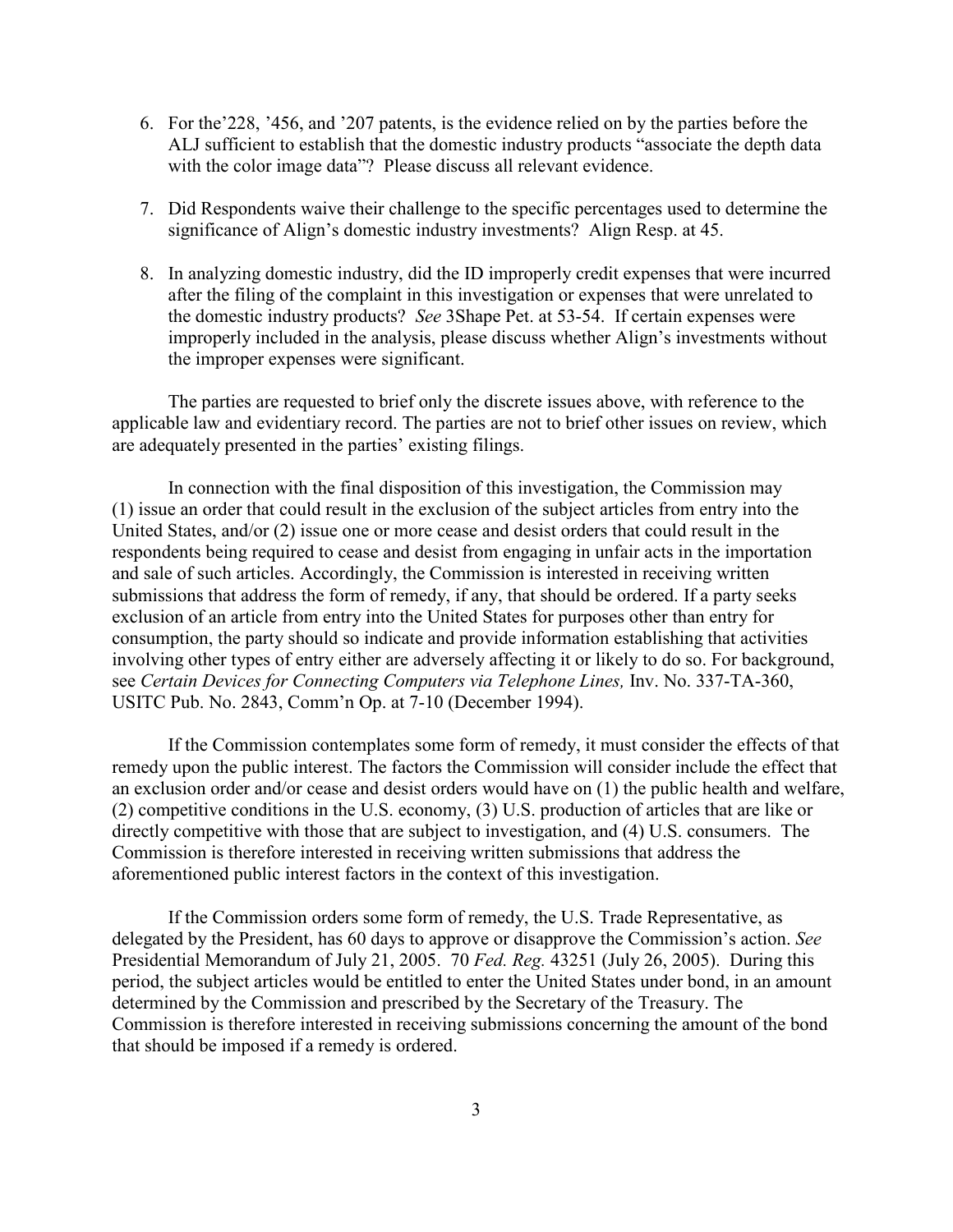6. For the'228, '456, and '207 patents, is the evidence relied on by the parties before the ALJ sufficient to establish that the domestic industry products "associate the depth data with the color image data"? Please discuss all relevant evidence.

7. Did Respondents waive their challenge to the specific percentages used to determine the significance of Align's domestic industry investments? Align Resp. at 45.

8. In analyzing domestic industry, did the ID improperly credit expenses that were incurred after the filing of the complaint in this investigation or expenses that were unrelated to the domestic industry products? *See* 3Shape Pet. at 53-54. If certain expenses were improperly included in the analysis, please discuss whether Align's investments without the improper expenses were significant.

The parties are requested to brief only the discrete issues above, with reference to the applicable law and evidentiary record. The parties are not to brief other issues on review, which are adequately presented in the parties' existing filings.

In connection with the final disposition of this investigation, the Commission may (1) issue an order that could result in the exclusion of the subject articles from entry into the United States, and/or (2) issue one or more cease and desist orders that could result in the respondents being required to cease and desist from engaging in unfair acts in the importation and sale of such articles. Accordingly, the Commission is interested in receiving written submissions that address the form of remedy, if any, that should be ordered. If a party seeks exclusion of an article from entry into the United States for purposes other than entry for consumption, the party should so indicate and provide information establishing that activities involving other types of entry either are adversely affecting it or likely to do so. For background, see *Certain Devices for Connecting Computers via Telephone Lines,* Inv. No. 337-TA-360, USITC Pub. No. 2843, Comm'n Op. at 7-10 (December 1994).

If the Commission contemplates some form of remedy, it must consider the effects of that remedy upon the public interest. The factors the Commission will consider include the effect that an exclusion order and/or cease and desist orders would have on (1) the public health and welfare, (2) competitive conditions in the U.S. economy, (3) U.S. production of articles that are like or directly competitive with those that are subject to investigation, and (4) U.S. consumers. The Commission is therefore interested in receiving written submissions that address the aforementioned public interest factors in the context of this investigation.

If the Commission orders some form of remedy, the U.S. Trade Representative, as delegated by the President, has 60 days to approve or disapprove the Commission's action. *See* Presidential Memorandum of July 21, 2005. 70 *Fed. Reg.* 43251 (July 26, 2005). During this period, the subject articles would be entitled to enter the United States under bond, in an amount determined by the Commission and prescribed by the Secretary of the Treasury. The Commission is therefore interested in receiving submissions concerning the amount of the bond that should be imposed if a remedy is ordered.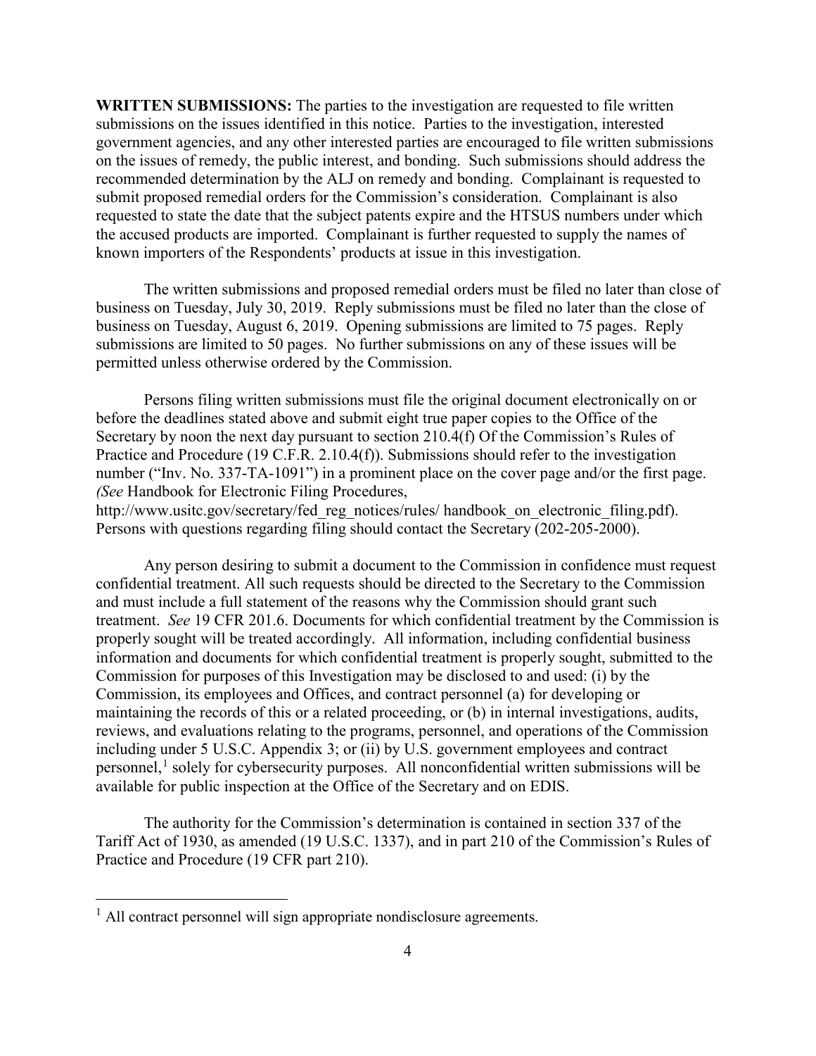**WRITTEN SUBMISSIONS:** The parties to the investigation are requested to file written submissions on the issues identified in this notice. Parties to the investigation, interested government agencies, and any other interested parties are encouraged to file written submissions on the issues of remedy, the public interest, and bonding. Such submissions should address the recommended determination by the ALJ on remedy and bonding. Complainant is requested to submit proposed remedial orders for the Commission's consideration. Complainant is also requested to state the date that the subject patents expire and the HTSUS numbers under which the accused products are imported. Complainant is further requested to supply the names of known importers of the Respondents' products at issue in this investigation.

The written submissions and proposed remedial orders must be filed no later than close of business on Tuesday, July 30, 2019. Reply submissions must be filed no later than the close of business on Tuesday, August 6, 2019. Opening submissions are limited to 75 pages. Reply submissions are limited to 50 pages. No further submissions on any of these issues will be permitted unless otherwise ordered by the Commission.

Persons filing written submissions must file the original document electronically on or before the deadlines stated above and submit eight true paper copies to the Office of the Secretary by noon the next day pursuant to section 210.4(f) Of the Commission's Rules of Practice and Procedure (19 C.F.R. 2.10.4(f)). Submissions should refer to the investigation number ("Inv. No. 337-TA-1091") in a prominent place on the cover page and/or the first page. *(See* Handbook for Electronic Filing Procedures, http://www.usitc.gov/secretary/fed_reg_notices/rules/ handbook_on_electronic_filing.pdf). Persons with questions regarding filing should contact the Secretary (202-205-2000).

Any person desiring to submit a document to the Commission in confidence must request confidential treatment. All such requests should be directed to the Secretary to the Commission and must include a full statement of the reasons why the Commission should grant such treatment. *See* 19 CFR 201.6. Documents for which confidential treatment by the Commission is properly sought will be treated accordingly. All information, including confidential business information and documents for which confidential treatment is properly sought, submitted to the Commission for purposes of this Investigation may be disclosed to and used: (i) by the Commission, its employees and Offices, and contract personnel (a) for developing or maintaining the records of this or a related proceeding, or (b) in internal investigations, audits, reviews, and evaluations relating to the programs, personnel, and operations of the Commission including under 5 U.S.C. Appendix 3; or (ii) by U.S. government employees and contract personnel,[1] solely for cybersecurity purposes. All nonconfidential written submissions will be available for public inspection at the Office of the Secretary and on EDIS.

The authority for the Commission's determination is contained in section 337 of the Tariff Act of 1930, as amended (19 U.S.C. 1337), and in part 210 of the Commission's Rules of Practice and Procedure (19 CFR part 210).

---

[1] All contract personnel will sign appropriate nondisclosure agreements.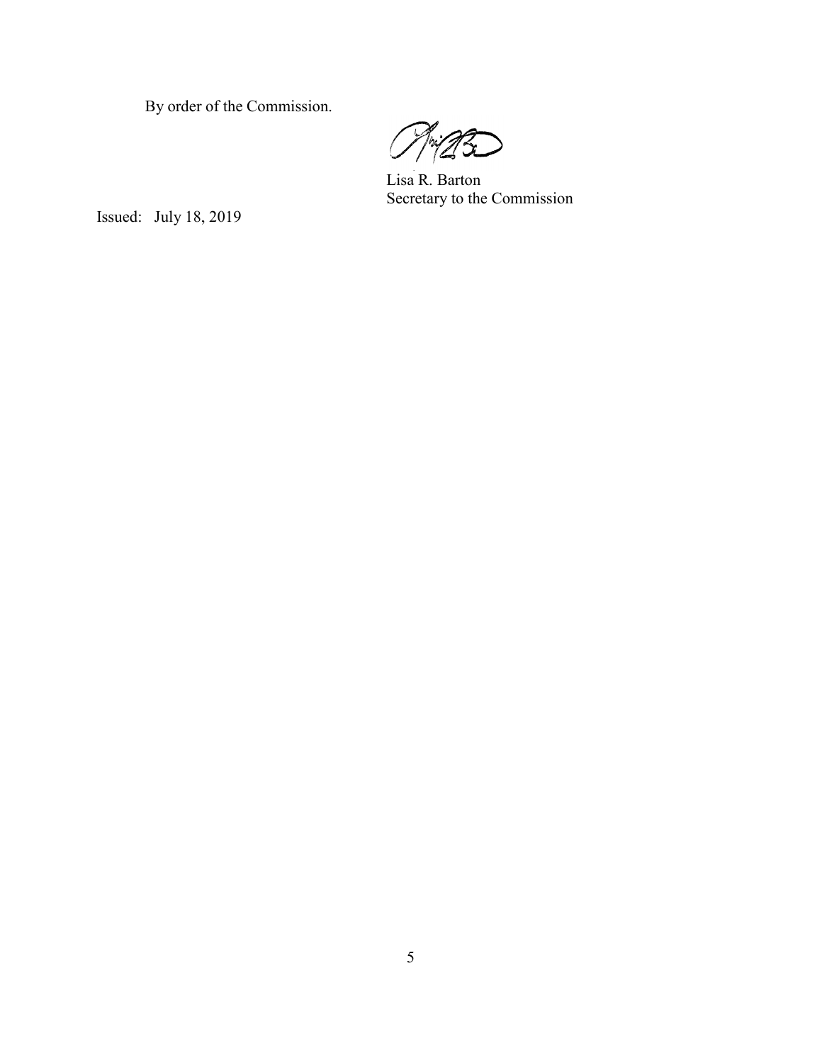By order of the Commission.

Lisa R. Barton
Secretary to the Commission

Issued: July 18, 2019